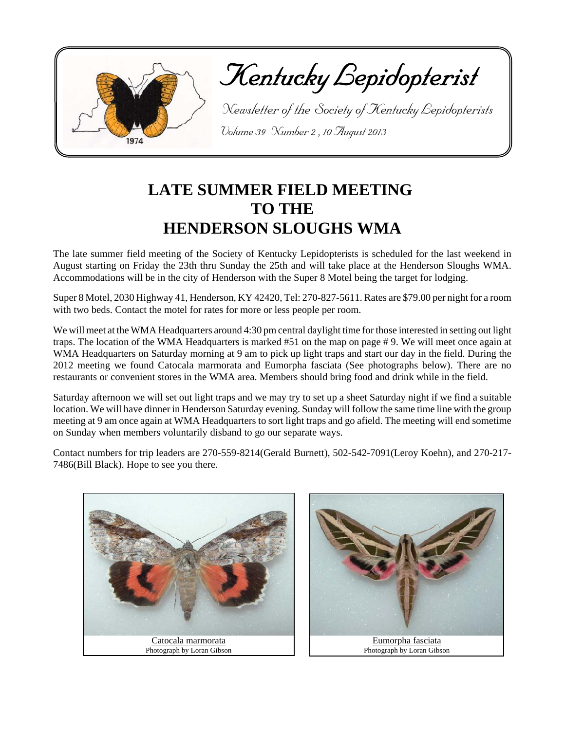# Kentucky Lepidopterist

*Newsletter of the Society of Kentucky Lepidopterists*

*Volume 39 Number 2 , 10 August 2013*

## LATE SUMMER FIELD MEETING TO THE HENDERSON SLOUGHS WMA

The late summer field meeting of the Society of Kentucky Lepidopterists is scheduled for the last weekend in August starting on Friday the 23th thru Sunday the 25th and will take place at the Henderson Sloughs WMA. Accommodations will be in the city of Henderson with the Super 8 Motel being the target for lodging.

Super 8 Motel, 2030 Highway 41, Henderson, KY 42420, Tel: 270-827-5611. Rates are $79.00 per night for a room with two beds. Contact the motel for rates for more or less people per room.

We will meet at the WMA Headquarters around 4:30 pm central daylight time for those interested in setting out light traps. The location of the WMA Headquarters is marked #51 on the map on page # 9. We will meet once again at WMA Headquarters on Saturday morning at 9 am to pick up light traps and start our day in the field. During the 2012 meeting we found Catocala marmorata and Eumorpha fasciata (See photographs below). There are no restaurants or convenient stores in the WMA area. Members should bring food and drink while in the field.

Saturday afternoon we will set out light traps and we may try to set up a sheet Saturday night if we find a suitable location. We will have dinner in Henderson Saturday evening. Sunday will follow the same time line with the group meeting at 9 am once again at WMA Headquarters to sort light traps and go afield. The meeting will end sometime on Sunday when members voluntarily disband to go our separate ways.

Contact numbers for trip leaders are 270-559-8214(Gerald Burnett), 502-542-7091(Leroy Koehn), and 270-217-7486(Bill Black). Hope to see you there.

Catocala marmorata
Photograph by Loran Gibson

Eumorpha fasciata
Photograph by Loran Gibson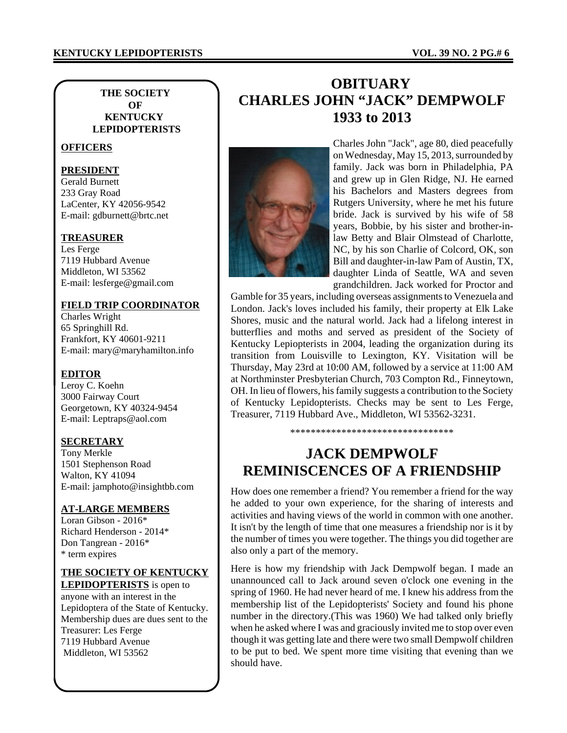# OBITUARY
# CHARLES JOHN "JACK" DEMPWOLF
# 1933 to 2013

Charles John "Jack", age 80, died peacefully on Wednesday, May 15, 2013, surrounded by family. Jack was born in Philadelphia, PA and grew up in Glen Ridge, NJ. He earned his Bachelors and Masters degrees from Rutgers University, where he met his future bride. Jack is survived by his wife of 58 years, Bobbie, by his sister and brother-in-law Betty and Blair Olmstead of Charlotte, NC, by his son Charlie of Colcord, OK, son Bill and daughter-in-law Pam of Austin, TX, daughter Linda of Seattle, WA and seven grandchildren. Jack worked for Proctor and Gamble for 35 years, including overseas assignments to Venezuela and London. Jack's loves included his family, their property at Elk Lake Shores, music and the natural world. Jack had a lifelong interest in butterflies and moths and served as president of the Society of Kentucky Lepiopterists in 2004, leading the organization during its transition from Louisville to Lexington, KY. Visitation will be Thursday, May 23rd at 10:00 AM, followed by a service at 11:00 AM at Northminster Presbyterian Church, 703 Compton Rd., Finneytown, OH. In lieu of flowers, his family suggests a contribution to the Society of Kentucky Lepidopterists. Checks may be sent to Les Ferge, Treasurer, 7119 Hubbard Ave., Middleton, WI 53562-3231.

*********************************

# JACK DEMPWOLF
# REMINISCENCES OF A FRIENDSHIP

How does one remember a friend? You remember a friend for the way he added to your own experience, for the sharing of interests and activities and having views of the world in common with one another. It isn't by the length of time that one measures a friendship nor is it by the number of times you were together. The things you did together are also only a part of the memory.

Here is how my friendship with Jack Dempwolf began. I made an unannounced call to Jack around seven o'clock one evening in the spring of 1960. He had never heard of me. I knew his address from the membership list of the Lepidopterists' Society and found his phone number in the directory.(This was 1960) We had talked only briefly when he asked where I was and graciously invited me to stop over even though it was getting late and there were two small Dempwolf children to be put to bed. We spent more time visiting that evening than we should have.

---

**THE SOCIETY OF KENTUCKY LEPIDOPTERISTS**

**OFFICERS**

**PRESIDENT**
Gerald Burnett
233 Gray Road
LaCenter, KY 42056-9542
E-mail: gdburnett@brtc.net

**TREASURER**
Les Ferge
7119 Hubbard Avenue
Middleton, WI 53562
E-mail: lesferge@gmail.com

**FIELD TRIP COORDINATOR**
Charles Wright
65 Springhill Rd.
Frankfort, KY 40601-9211
E-mail: mary@maryhamilton.info

**EDITOR**
Leroy C. Koehn
3000 Fairway Court
Georgetown, KY 40324-9454
E-mail: Leptraps@aol.com

**SECRETARY**
Tony Merkle
1501 Stephenson Road
Walton, KY 41094
E-mail: jamphoto@insightbb.com

**AT-LARGE MEMBERS**
Loran Gibson - 2016*
Richard Henderson - 2014*
Don Tangrean - 2016*
* term expires

**THE SOCIETY OF KENTUCKY LEPIDOPTERISTS** is open to anyone with an interest in the Lepidoptera of the State of Kentucky. Membership dues are dues sent to the Treasurer: Les Ferge
7119 Hubbard Avenue
Middleton, WI 53562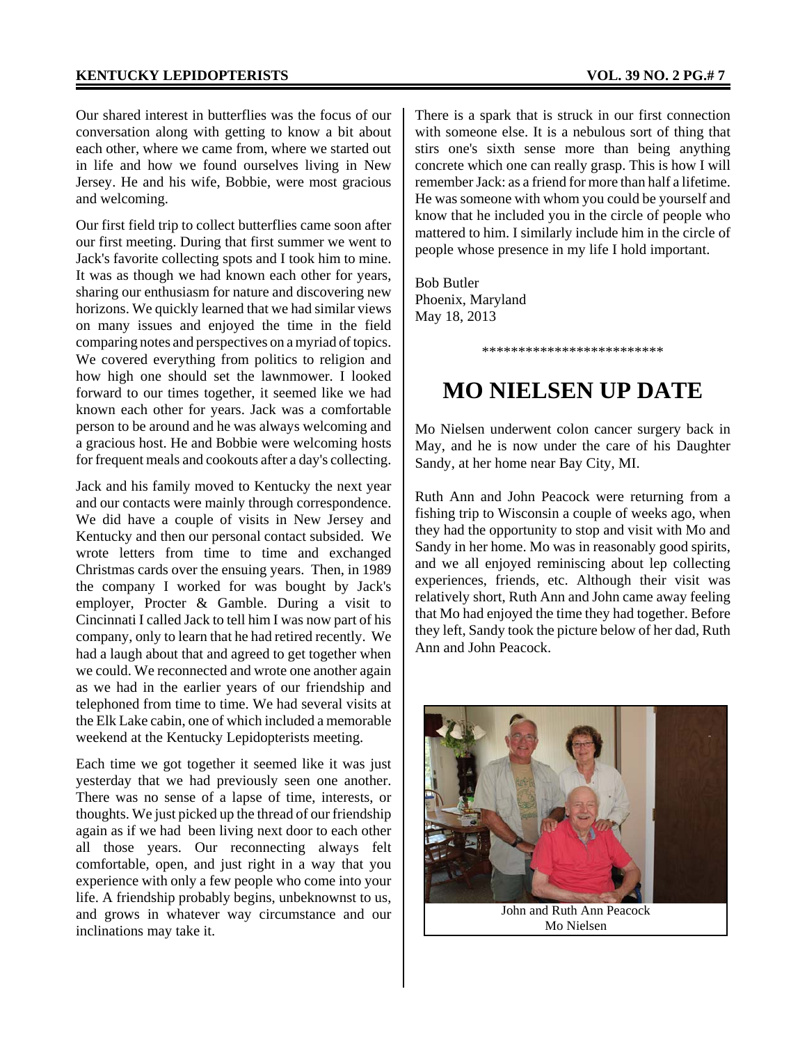Our shared interest in butterflies was the focus of our conversation along with getting to know a bit about each other, where we came from, where we started out in life and how we found ourselves living in New Jersey. He and his wife, Bobbie, were most gracious and welcoming.

Our first field trip to collect butterflies came soon after our first meeting. During that first summer we went to Jack's favorite collecting spots and I took him to mine. It was as though we had known each other for years, sharing our enthusiasm for nature and discovering new horizons. We quickly learned that we had similar views on many issues and enjoyed the time in the field comparing notes and perspectives on a myriad of topics. We covered everything from politics to religion and how high one should set the lawnmower. I looked forward to our times together, it seemed like we had known each other for years. Jack was a comfortable person to be around and he was always welcoming and a gracious host. He and Bobbie were welcoming hosts for frequent meals and cookouts after a day's collecting.

Jack and his family moved to Kentucky the next year and our contacts were mainly through correspondence. We did have a couple of visits in New Jersey and Kentucky and then our personal contact subsided. We wrote letters from time to time and exchanged Christmas cards over the ensuing years. Then, in 1989 the company I worked for was bought by Jack's employer, Procter & Gamble. During a visit to Cincinnati I called Jack to tell him I was now part of his company, only to learn that he had retired recently. We had a laugh about that and agreed to get together when we could. We reconnected and wrote one another again as we had in the earlier years of our friendship and telephoned from time to time. We had several visits at the Elk Lake cabin, one of which included a memorable weekend at the Kentucky Lepidopterists meeting.

Each time we got together it seemed like it was just yesterday that we had previously seen one another. There was no sense of a lapse of time, interests, or thoughts. We just picked up the thread of our friendship again as if we had been living next door to each other all those years. Our reconnecting always felt comfortable, open, and just right in a way that you experience with only a few people who come into your life. A friendship probably begins, unbeknownst to us, and grows in whatever way circumstance and our inclinations may take it.

There is a spark that is struck in our first connection with someone else. It is a nebulous sort of thing that stirs one's sixth sense more than being anything concrete which one can really grasp. This is how I will remember Jack: as a friend for more than half a lifetime. He was someone with whom you could be yourself and know that he included you in the circle of people who mattered to him. I similarly include him in the circle of people whose presence in my life I hold important.

Bob Butler
Phoenix, Maryland
May 18, 2013

*************************

# MO NIELSEN UP DATE

Mo Nielsen underwent colon cancer surgery back in May, and he is now under the care of his Daughter Sandy, at her home near Bay City, MI.

Ruth Ann and John Peacock were returning from a fishing trip to Wisconsin a couple of weeks ago, when they had the opportunity to stop and visit with Mo and Sandy in her home. Mo was in reasonably good spirits, and we all enjoyed reminiscing about lep collecting experiences, friends, etc. Although their visit was relatively short, Ruth Ann and John came away feeling that Mo had enjoyed the time they had together. Before they left, Sandy took the picture below of her dad, Ruth Ann and John Peacock.

John and Ruth Ann Peacock
Mo Nielsen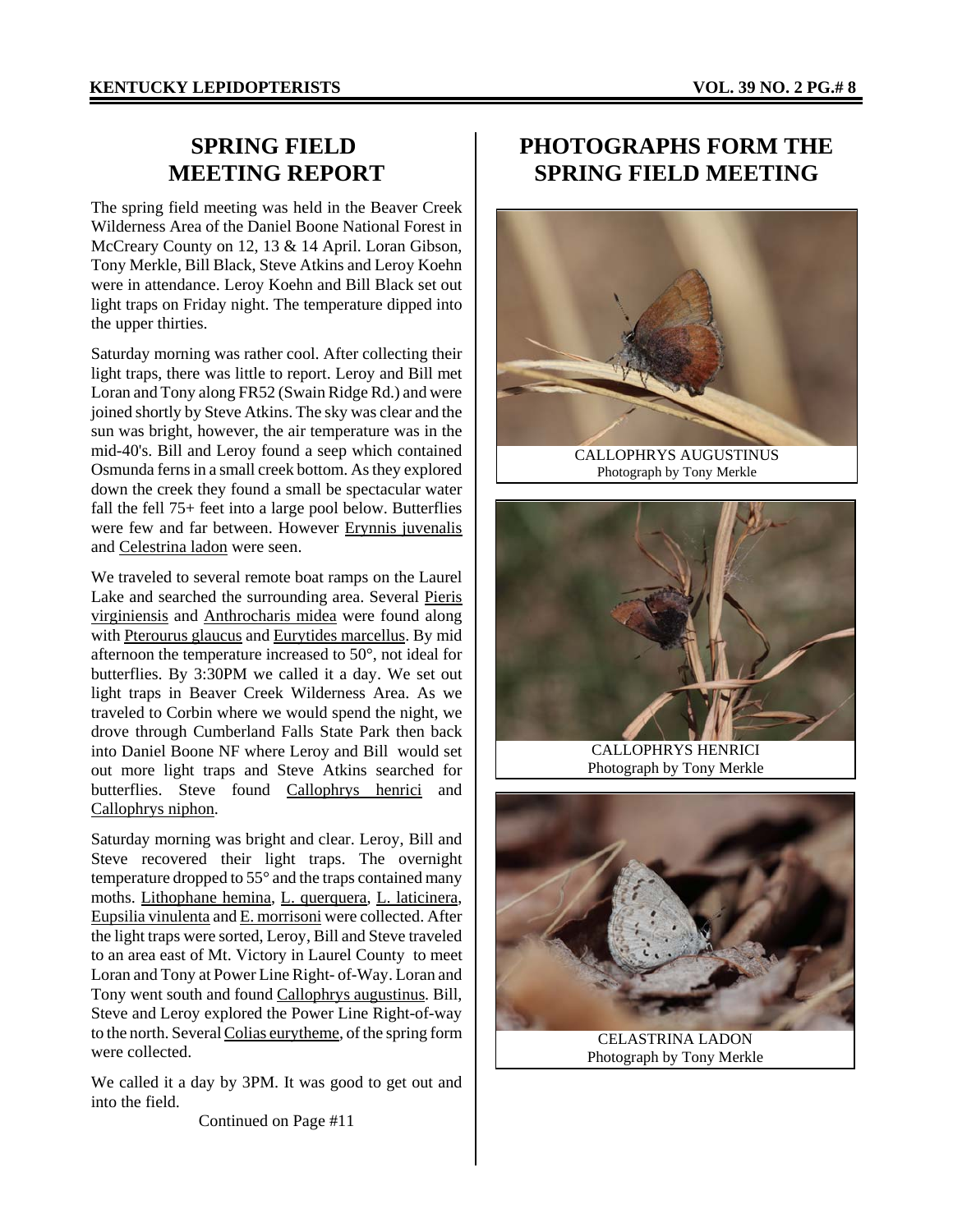## SPRING FIELD MEETING REPORT

The spring field meeting was held in the Beaver Creek Wilderness Area of the Daniel Boone National Forest in McCreary County on 12, 13 & 14 April. Loran Gibson, Tony Merkle, Bill Black, Steve Atkins and Leroy Koehn were in attendance. Leroy Koehn and Bill Black set out light traps on Friday night. The temperature dipped into the upper thirties.

Saturday morning was rather cool. After collecting their light traps, there was little to report. Leroy and Bill met Loran and Tony along FR52 (Swain Ridge Rd.) and were joined shortly by Steve Atkins. The sky was clear and the sun was bright, however, the air temperature was in the mid-40's. Bill and Leroy found a seep which contained Osmunda ferns in a small creek bottom. As they explored down the creek they found a small be spectacular water fall the fell 75+ feet into a large pool below. Butterflies were few and far between. However Erynnis juvenalis and Celestrina ladon were seen.

We traveled to several remote boat ramps on the Laurel Lake and searched the surrounding area. Several Pieris virginiensis and Anthrocharis midea were found along with Pterourus glaucus and Eurytides marcellus. By mid afternoon the temperature increased to 50°, not ideal for butterflies. By 3:30PM we called it a day. We set out light traps in Beaver Creek Wilderness Area. As we traveled to Corbin where we would spend the night, we drove through Cumberland Falls State Park then back into Daniel Boone NF where Leroy and Bill would set out more light traps and Steve Atkins searched for butterflies. Steve found Callophrys henrici and Callophrys niphon.

Saturday morning was bright and clear. Leroy, Bill and Steve recovered their light traps. The overnight temperature dropped to 55° and the traps contained many moths. Lithophane hemina, L. querquera, L. laticinera, Eupsilia vinulenta and E. morrisoni were collected. After the light traps were sorted, Leroy, Bill and Steve traveled to an area east of Mt. Victory in Laurel County to meet Loran and Tony at Power Line Right- of-Way. Loran and Tony went south and found Callophrys augustinus. Bill, Steve and Leroy explored the Power Line Right-of-way to the north. Several Colias eurytheme, of the spring form were collected.

We called it a day by 3PM. It was good to get out and into the field.

Continued on Page #11

## PHOTOGRAPHS FORM THE SPRING FIELD MEETING

CALLOPHRYS AUGUSTINUS
Photograph by Tony Merkle

CALLOPHRYS HENRICI
Photograph by Tony Merkle

CELASTRINA LADON
Photograph by Tony Merkle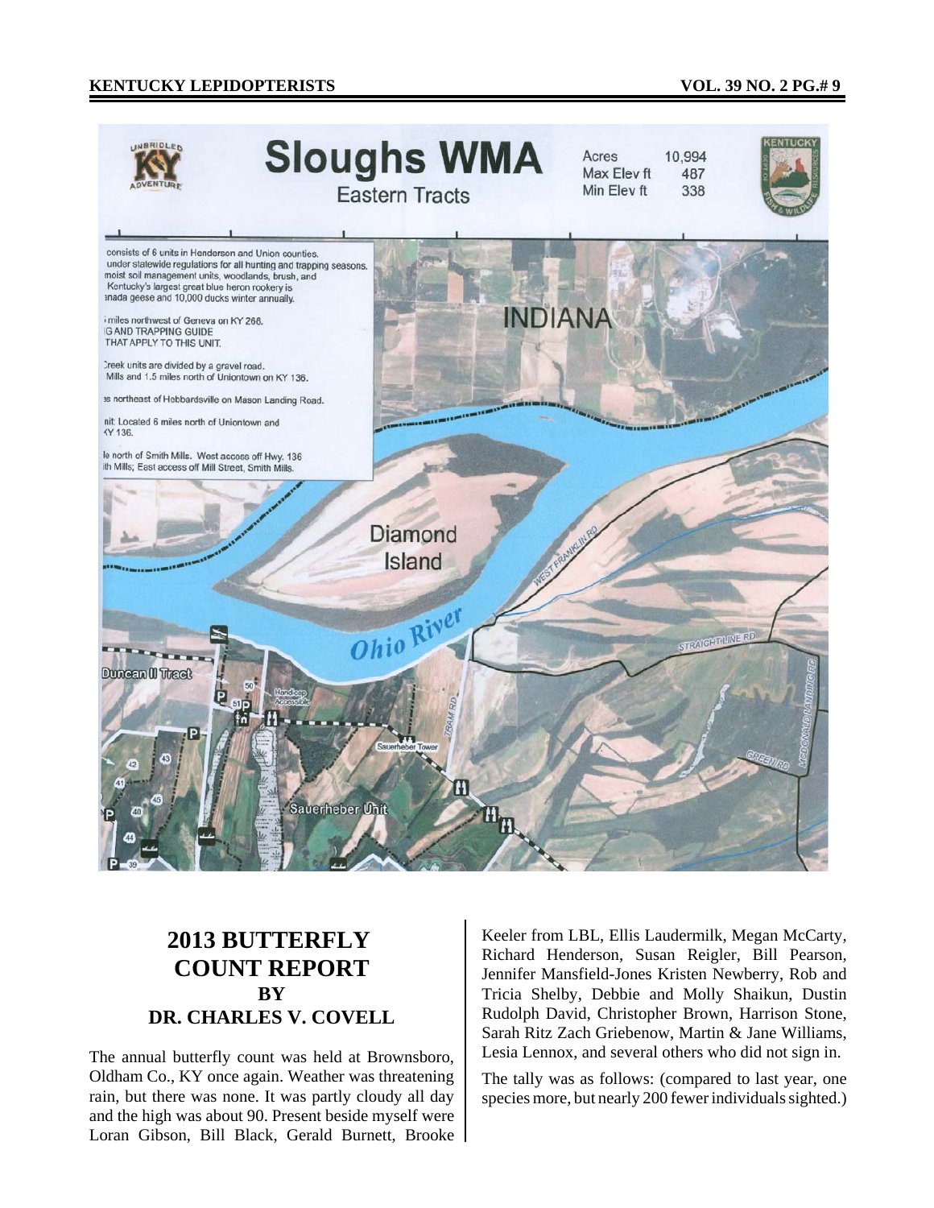## 2013 BUTTERFLY COUNT REPORT BY DR. CHARLES V. COVELL

The annual butterfly count was held at Brownsboro, Oldham Co., KY once again. Weather was threatening rain, but there was none. It was partly cloudy all day and the high was about 90. Present beside myself were Loran Gibson, Bill Black, Gerald Burnett, Brooke Keeler from LBL, Ellis Laudermilk, Megan McCarty, Richard Henderson, Susan Reigler, Bill Pearson, Jennifer Mansfield-Jones Kristen Newberry, Rob and Tricia Shelby, Debbie and Molly Shaikun, Dustin Rudolph David, Christopher Brown, Harrison Stone, Sarah Ritz Zach Griebenow, Martin & Jane Williams, Lesia Lennox, and several others who did not sign in.

The tally was as follows: (compared to last year, one species more, but nearly 200 fewer individuals sighted.)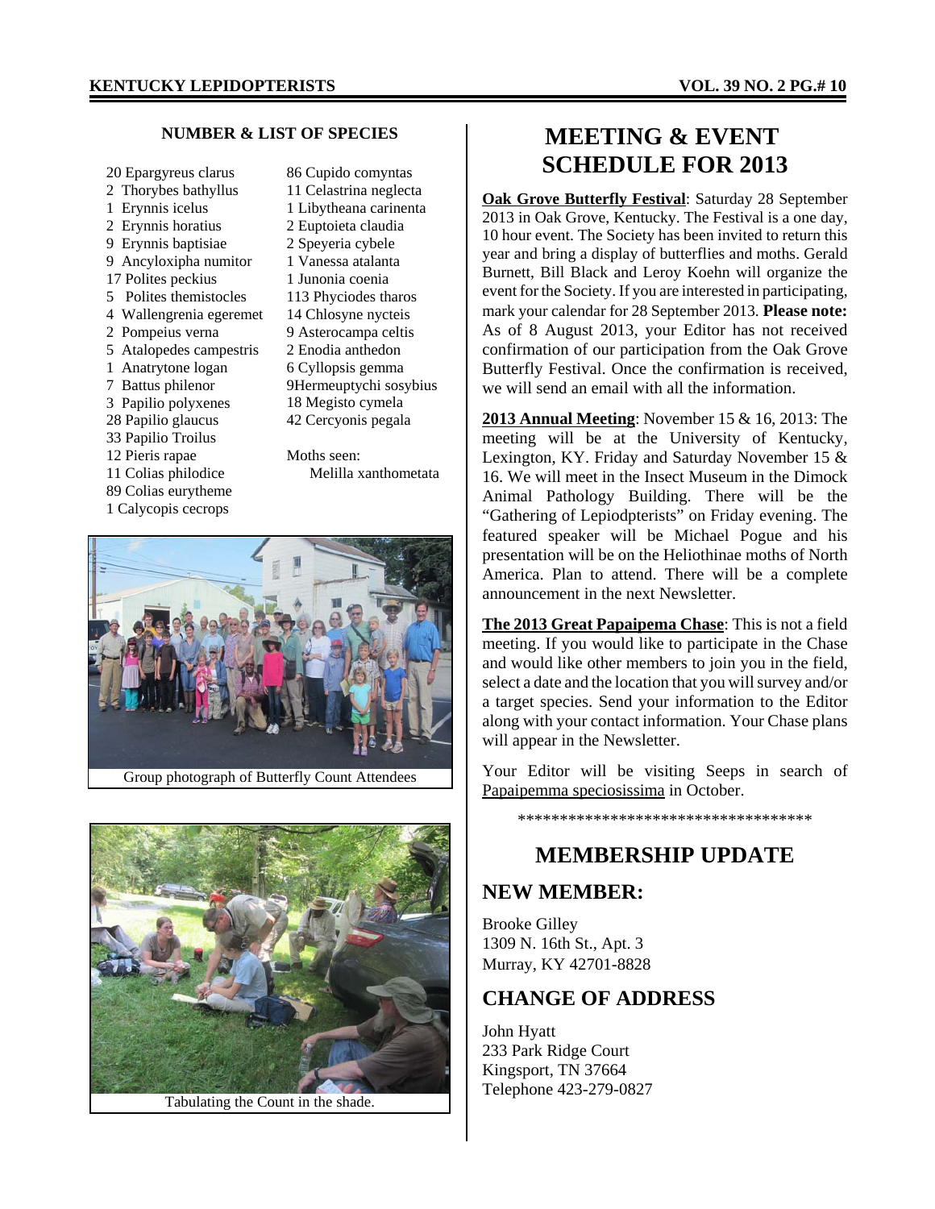**NUMBER & LIST OF SPECIES**

20 Epargyreus clarus
2 Thorybes bathyllus
1 Erynnis icelus
2 Erynnis horatius
9 Erynnis baptisiae
9 Ancyloxipha numitor
17 Polites peckius
5 Polites themistocles
4 Wallengrenia egeremet
2 Pompeius verna
5 Atalopedes campestris
1 Anatrytone logan
7 Battus philenor
3 Papilio polyxenes
28 Papilio glaucus
33 Papilio Troilus
12 Pieris rapae
11 Colias philodice
89 Colias eurytheme
1 Calycopis cecrops
86 Cupido comyntas
11 Celastrina neglecta
1 Libytheana carinenta
2 Euptoieta claudia
2 Speyeria cybele
1 Vanessa atalanta
1 Junonia coenia
113 Phyciodes tharos
14 Chlosyne nycteis
9 Asterocampa celtis
2 Enodia anthedon
6 Cyllopsis gemma
9Hermeuptychi sosybius
18 Megisto cymela
42 Cercyonis pegala

Moths seen:
Melilla xanthometata

Group photograph of Butterfly Count Attendees

Tabulating the Count in the shade.

# MEETING & EVENT SCHEDULE FOR 2013

**Oak Grove Butterfly Festival**: Saturday 28 September 2013 in Oak Grove, Kentucky. The Festival is a one day, 10 hour event. The Society has been invited to return this year and bring a display of butterflies and moths. Gerald Burnett, Bill Black and Leroy Koehn will organize the event for the Society. If you are interested in participating, mark your calendar for 28 September 2013. **Please note:** As of 8 August 2013, your Editor has not received confirmation of our participation from the Oak Grove Butterfly Festival. Once the confirmation is received, we will send an email with all the information.

**2013 Annual Meeting**: November 15 & 16, 2013: The meeting will be at the University of Kentucky, Lexington, KY. Friday and Saturday November 15 & 16. We will meet in the Insect Museum in the Dimock Animal Pathology Building. There will be the "Gathering of Lepiodpterists" on Friday evening. The featured speaker will be Michael Pogue and his presentation will be on the Heliothinae moths of North America. Plan to attend. There will be a complete announcement in the next Newsletter.

**The 2013 Great Papaipema Chase**: This is not a field meeting. If you would like to participate in the Chase and would like other members to join you in the field, select a date and the location that you will survey and/or a target species. Send your information to the Editor along with your contact information. Your Chase plans will appear in the Newsletter.

Your Editor will be visiting Seeps in search of Papaipemma speciosissima in October.

************************************

# MEMBERSHIP UPDATE

## NEW MEMBER:

Brooke Gilley
1309 N. 16th St., Apt. 3
Murray, KY 42701-8828

## CHANGE OF ADDRESS

John Hyatt
233 Park Ridge Court
Kingsport, TN 37664
Telephone 423-279-0827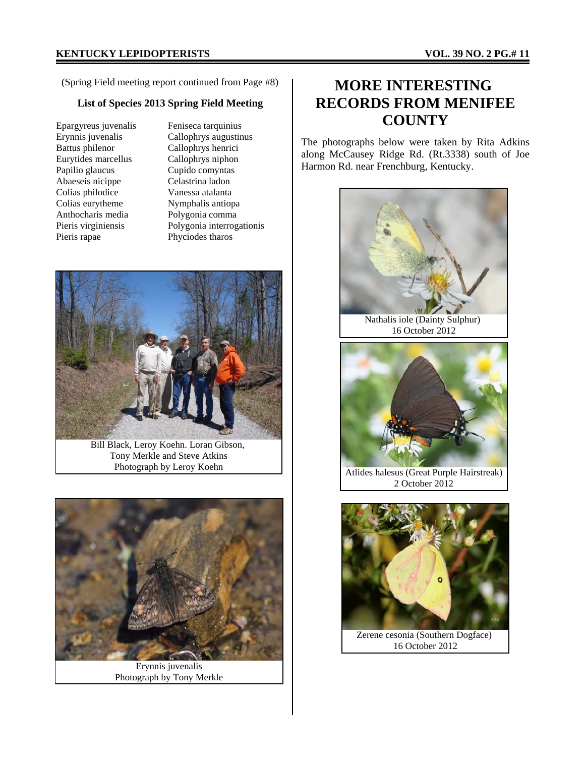(Spring Field meeting report continued from Page #8)

### List of Species 2013 Spring Field Meeting

Epargyreus juvenalis
Erynnis juvenalis
Battus philenor
Eurytides marcellus
Papilio glaucus
Abaeseis nicippe
Colias philodice
Colias eurytheme
Anthocharis media
Pieris virginiensis
Pieris rapae
Feniseca tarquinius
Callophrys augustinus
Callophrys henrici
Callophrys niphon
Cupido comyntas
Celastrina ladon
Vanessa atalanta
Nymphalis antiopa
Polygonia comma
Polygonia interrogationis
Phyciodes tharos

Bill Black, Leroy Koehn. Loran Gibson, Tony Merkle and Steve Atkins
Photograph by Leroy Koehn

Erynnis juvenalis
Photograph by Tony Merkle

## MORE INTERESTING RECORDS FROM MENIFEE COUNTY

The photographs below were taken by Rita Adkins along McCausey Ridge Rd. (Rt.3338) south of Joe Harmon Rd. near Frenchburg, Kentucky.

Nathalis iole (Dainty Sulphur)
16 October 2012

Atlides halesus (Great Purple Hairstreak)
2 October 2012

Zerene cesonia (Southern Dogface)
16 October 2012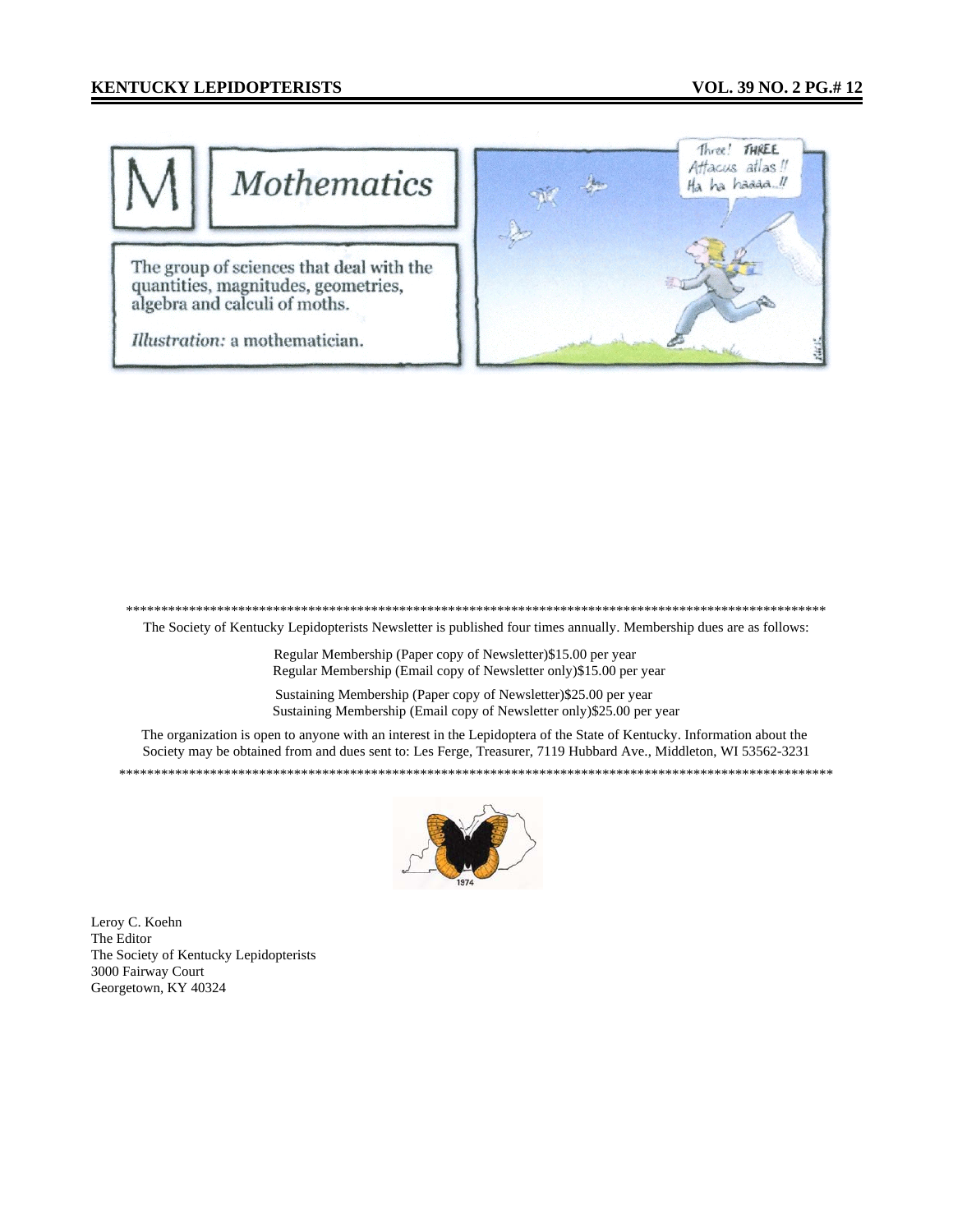# Mothematics

The group of sciences that deal with the quantities, magnitudes, geometries, algebra and calculi of moths.

*Illustration:* a mothematician.

Three! THREE Attacus atlas!! Ha ha haaaa..!!

\*\*\*\*\*\*\*\*\*\*\*\*\*\*\*\*\*\*\*\*\*\*\*\*\*\*\*\*\*\*\*\*\*\*\*\*\*\*\*\*\*\*\*\*\*\*\*\*\*\*\*\*\*\*\*\*\*\*\*\*\*\*\*\*\*\*\*\*\*\*\*\*\*\*\*\*\*\*\*\*\*\*\*\*\*\*\*\*\*\*\*\*\*\*\*\*\*\*\*\*

The Society of Kentucky Lepidopterists Newsletter is published four times annually. Membership dues are as follows:

Regular Membership (Paper copy of Newsletter)$15.00 per year
Regular Membership (Email copy of Newsletter only)$15.00 per year

Sustaining Membership (Paper copy of Newsletter)$25.00 per year
Sustaining Membership (Email copy of Newsletter only)$25.00 per year

The organization is open to anyone with an interest in the Lepidoptera of the State of Kentucky. Information about the Society may be obtained from and dues sent to: Les Ferge, Treasurer, 7119 Hubbard Ave., Middleton, WI 53562-3231

\*\*\*\*\*\*\*\*\*\*\*\*\*\*\*\*\*\*\*\*\*\*\*\*\*\*\*\*\*\*\*\*\*\*\*\*\*\*\*\*\*\*\*\*\*\*\*\*\*\*\*\*\*\*\*\*\*\*\*\*\*\*\*\*\*\*\*\*\*\*\*\*\*\*\*\*\*\*\*\*\*\*\*\*\*\*\*\*\*\*\*\*\*\*\*\*\*\*\*\*

1974

Leroy C. Koehn
The Editor
The Society of Kentucky Lepidopterists
3000 Fairway Court
Georgetown, KY 40324